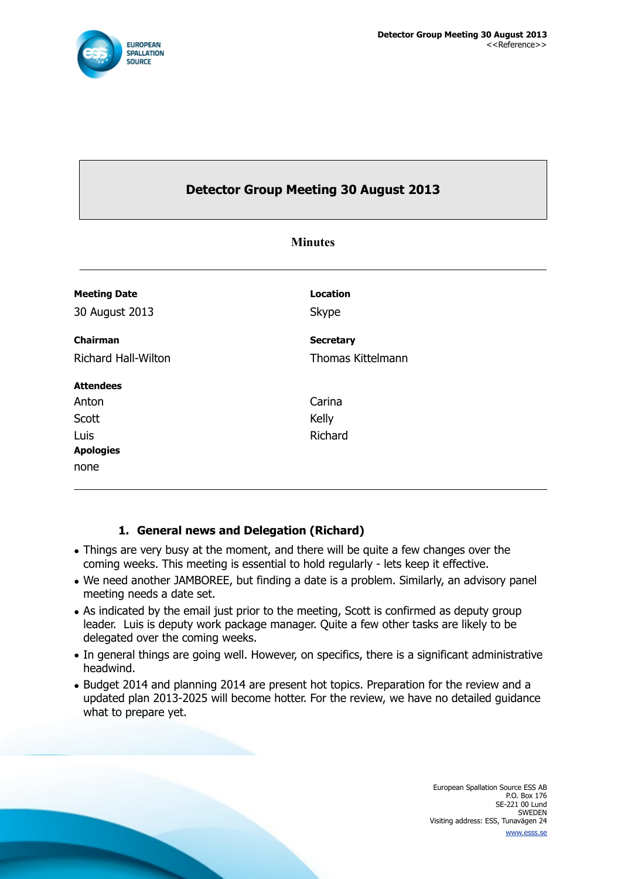# Detector Group Meeting 30 August 2013

**Minutes**

---

**Meeting Date**

30 August 2013

**Location**

Skype

**Chairman**

Richard Hall-Wilton

**Secretary**

Thomas Kittelmann

**Attendees**

Anton
Scott
Luis
Carina
Kelly
Richard

**Apologies**

none

---

## 1. General news and Delegation (Richard)

- Things are very busy at the moment, and there will be quite a few changes over the coming weeks. This meeting is essential to hold regularly - lets keep it effective.
- We need another JAMBOREE, but finding a date is a problem. Similarly, an advisory panel meeting needs a date set.
- As indicated by the email just prior to the meeting, Scott is confirmed as deputy group leader. Luis is deputy work package manager. Quite a few other tasks are likely to be delegated over the coming weeks.
- In general things are going well. However, on specifics, there is a significant administrative headwind.
- Budget 2014 and planning 2014 are present hot topics. Preparation for the review and a updated plan 2013-2025 will become hotter. For the review, we have no detailed guidance what to prepare yet.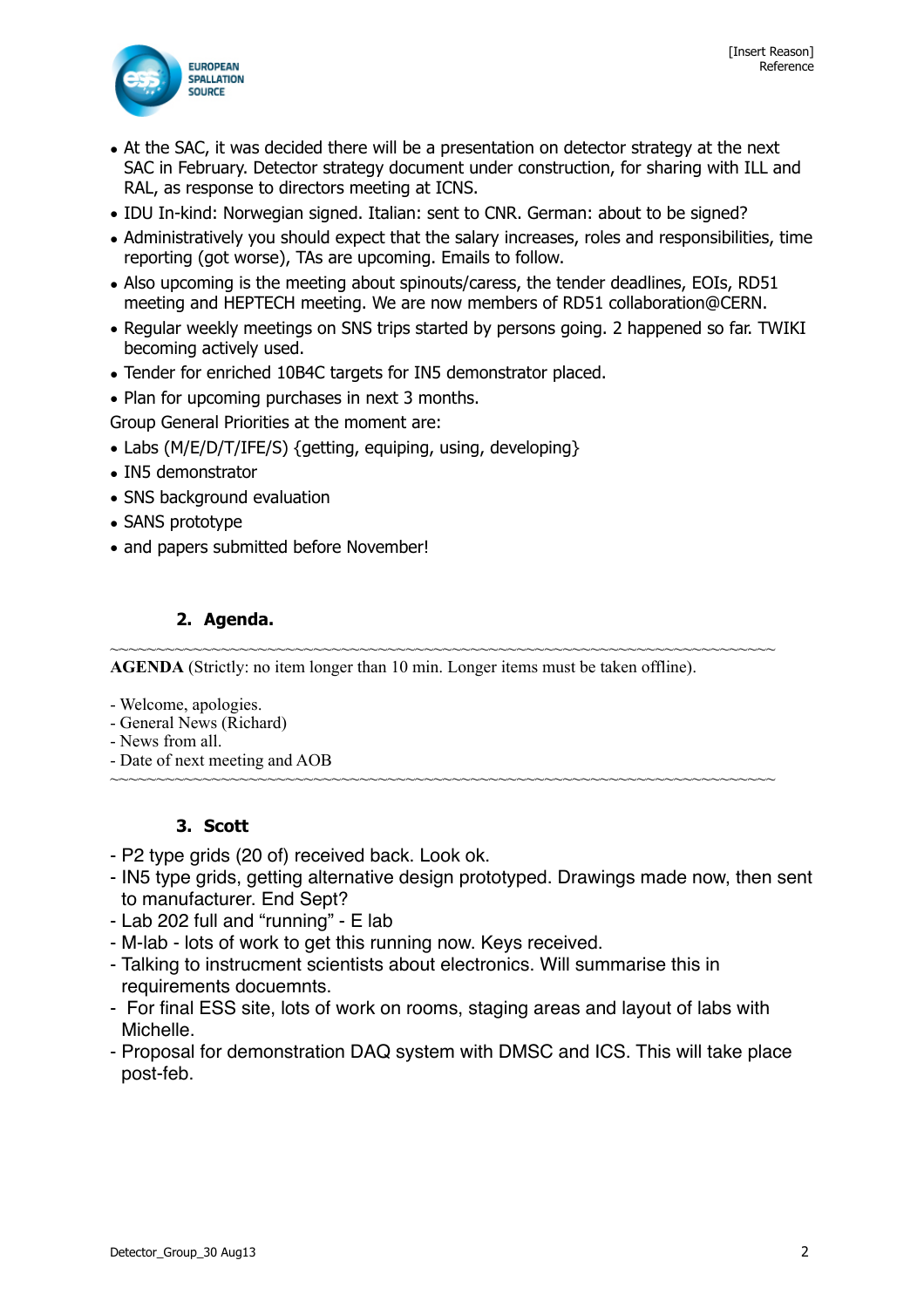- At the SAC, it was decided there will be a presentation on detector strategy at the next SAC in February. Detector strategy document under construction, for sharing with ILL and RAL, as response to directors meeting at ICNS.
- IDU In-kind: Norwegian signed. Italian: sent to CNR. German: about to be signed?
- Administratively you should expect that the salary increases, roles and responsibilities, time reporting (got worse), TAs are upcoming. Emails to follow.
- Also upcoming is the meeting about spinouts/caress, the tender deadlines, EOIs, RD51 meeting and HEPTECH meeting. We are now members of RD51 collaboration@CERN.
- Regular weekly meetings on SNS trips started by persons going. 2 happened so far. TWIKI becoming actively used.
- Tender for enriched 10B4C targets for IN5 demonstrator placed.
- Plan for upcoming purchases in next 3 months.

Group General Priorities at the moment are:

- Labs (M/E/D/T/IFE/S) {getting, equiping, using, developing}
- IN5 demonstrator
- SNS background evaluation
- SANS prototype
- and papers submitted before November!

## 2. Agenda.

~~~~~~~~~~~~~~~~~~~~~~~~~~~~~~~~~~~~~~~~~~~~~~~~~~~~~~~~~~~~~~~~~~~~~~~~~~~~~~

**AGENDA** (Strictly: no item longer than 10 min. Longer items must be taken offline).

- Welcome, apologies.
- General News (Richard)
- News from all.
- Date of next meeting and AOB

~~~~~~~~~~~~~~~~~~~~~~~~~~~~~~~~~~~~~~~~~~~~~~~~~~~~~~~~~~~~~~~~~~~~~~~~~~~~~~

## 3. Scott

- P2 type grids (20 of) received back. Look ok.
- IN5 type grids, getting alternative design prototyped. Drawings made now, then sent to manufacturer. End Sept?
- Lab 202 full and “running” - E lab
- M-lab - lots of work to get this running now. Keys received.
- Talking to instrucment scientists about electronics. Will summarise this in requirements docuemnts.
- For final ESS site, lots of work on rooms, staging areas and layout of labs with Michelle.
- Proposal for demonstration DAQ system with DMSC and ICS. This will take place post-feb.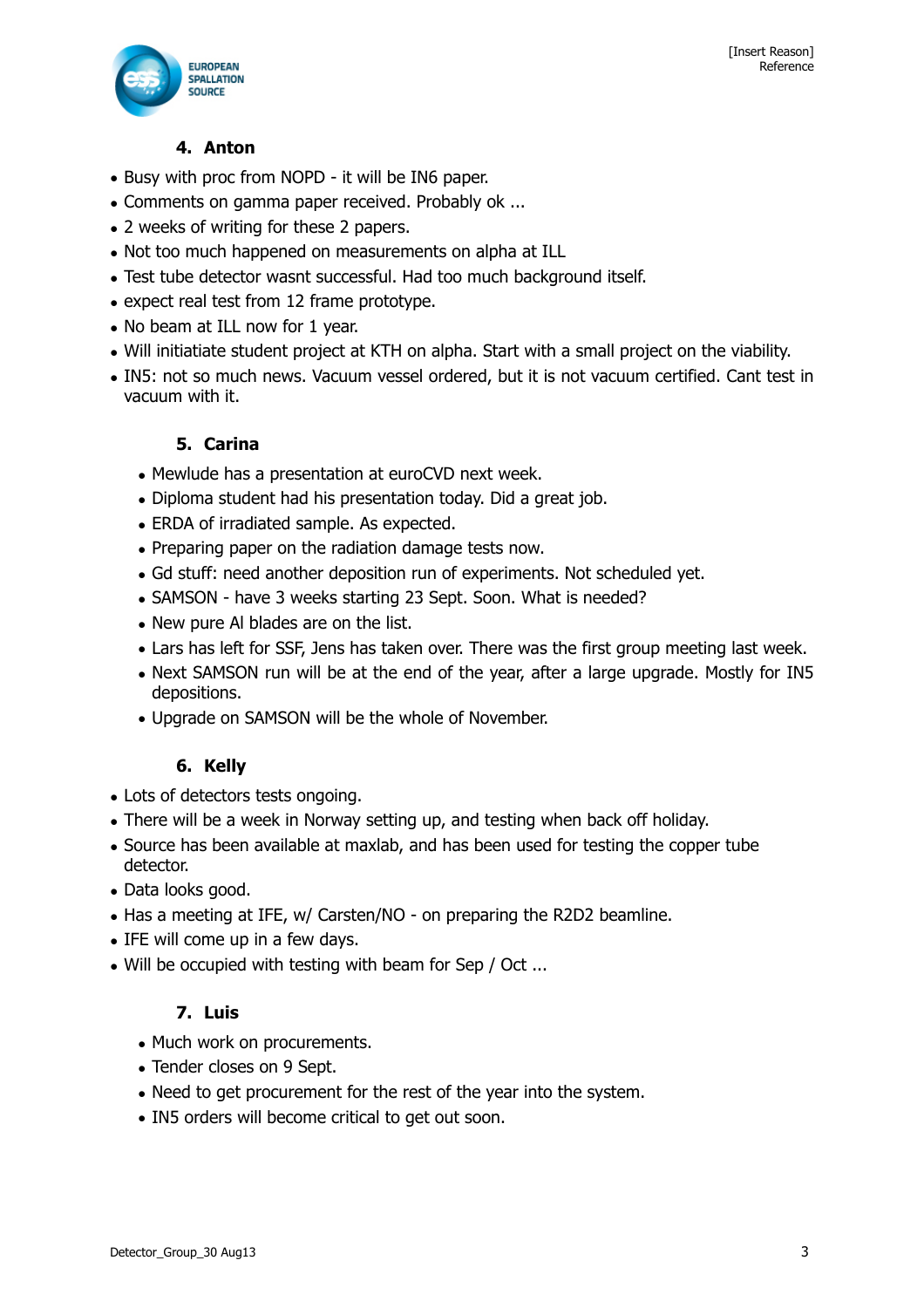### 4. Anton

- Busy with proc from NOPD - it will be IN6 paper.
- Comments on gamma paper received. Probably ok ...
- 2 weeks of writing for these 2 papers.
- Not too much happened on measurements on alpha at ILL
- Test tube detector wasnt successful. Had too much background itself.
- expect real test from 12 frame prototype.
- No beam at ILL now for 1 year.
- Will initiatiate student project at KTH on alpha. Start with a small project on the viability.
- IN5: not so much news. Vacuum vessel ordered, but it is not vacuum certified. Cant test in vacuum with it.

### 5. Carina

- Mewlude has a presentation at euroCVD next week.
- Diploma student had his presentation today. Did a great job.
- ERDA of irradiated sample. As expected.
- Preparing paper on the radiation damage tests now.
- Gd stuff: need another deposition run of experiments. Not scheduled yet.
- SAMSON - have 3 weeks starting 23 Sept. Soon. What is needed?
- New pure Al blades are on the list.
- Lars has left for SSF, Jens has taken over. There was the first group meeting last week.
- Next SAMSON run will be at the end of the year, after a large upgrade. Mostly for IN5 depositions.
- Upgrade on SAMSON will be the whole of November.

### 6. Kelly

- Lots of detectors tests ongoing.
- There will be a week in Norway setting up, and testing when back off holiday.
- Source has been available at maxlab, and has been used for testing the copper tube detector.
- Data looks good.
- Has a meeting at IFE, w/ Carsten/NO - on preparing the R2D2 beamline.
- IFE will come up in a few days.
- Will be occupied with testing with beam for Sep / Oct ...

### 7. Luis

- Much work on procurements.
- Tender closes on 9 Sept.
- Need to get procurement for the rest of the year into the system.
- IN5 orders will become critical to get out soon.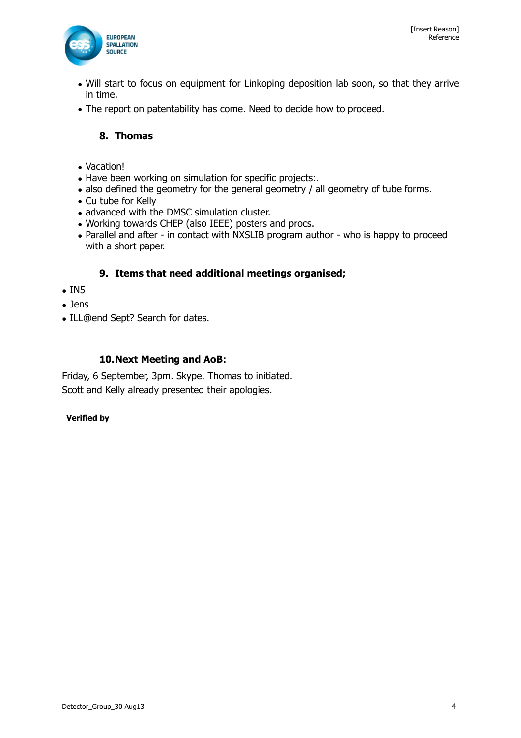- Will start to focus on equipment for Linkoping deposition lab soon, so that they arrive in time.
- The report on patentability has come. Need to decide how to proceed.

## 8. Thomas

- Vacation!
- Have been working on simulation for specific projects:.
- also defined the geometry for the general geometry / all geometry of tube forms.
- Cu tube for Kelly
- advanced with the DMSC simulation cluster.
- Working towards CHEP (also IEEE) posters and procs.
- Parallel and after - in contact with NXSLIB program author - who is happy to proceed with a short paper.

## 9. Items that need additional meetings organised;

- IN5
- Jens
- ILL@end Sept? Search for dates.

## 10. Next Meeting and AoB:

Friday, 6 September, 3pm. Skype. Thomas to initiated.
Scott and Kelly already presented their apologies.

**Verified by**

\_\_\_\_\_\_\_\_\_\_\_\_\_\_\_\_\_\_\_\_\_\_\_\_\_\_\_\_\_\_ \_\_\_\_\_\_\_\_\_\_\_\_\_\_\_\_\_\_\_\_\_\_\_\_\_\_\_\_\_\_